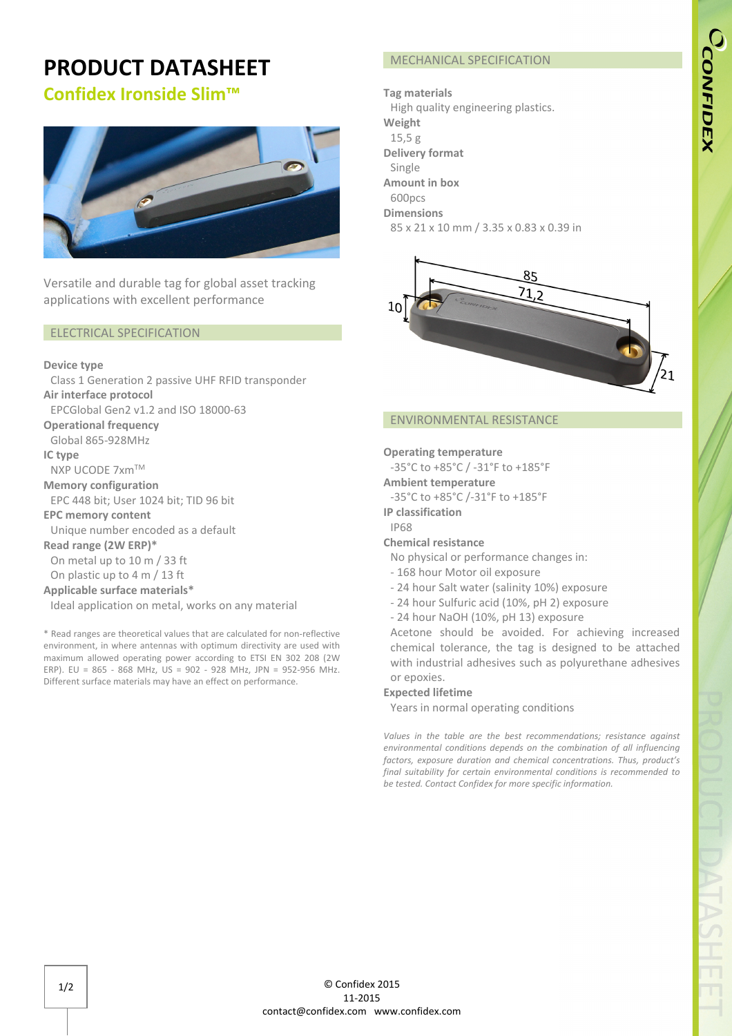# PRODUCT DATASHEET

## Confidex Ironside Slim™

Versatile and durable tag for global asset tracking applications with excellent performance

### ELECTRICAL SPECIFICATION

**Device type**
Class 1 Generation 2 passive UHF RFID transponder

**Air interface protocol**
EPCGlobal Gen2 v1.2 and ISO 18000-63

**Operational frequency**
Global 865-928MHz

**IC type**
NXP UCODE 7xm™

**Memory configuration**
EPC 448 bit; User 1024 bit; TID 96 bit

**EPC memory content**
Unique number encoded as a default

**Read range (2W ERP)***
On metal up to 10 m / 33 ft
On plastic up to 4 m / 13 ft

**Applicable surface materials***
Ideal application on metal, works on any material

* Read ranges are theoretical values that are calculated for non-reflective environment, in where antennas with optimum directivity are used with maximum allowed operating power according to ETSI EN 302 208 (2W ERP). EU = 865 - 868 MHz, US = 902 - 928 MHz, JPN = 952-956 MHz. Different surface materials may have an effect on performance.

### MECHANICAL SPECIFICATION

**Tag materials**
High quality engineering plastics.

**Weight**
15,5 g

**Delivery format**
Single

**Amount in box**
600pcs

**Dimensions**
85 x 21 x 10 mm / 3.35 x 0.83 x 0.39 in

### ENVIRONMENTAL RESISTANCE

**Operating temperature**
-35°C to +85°C / -31°F to +185°F

**Ambient temperature**
-35°C to +85°C /-31°F to +185°F

**IP classification**
IP68

**Chemical resistance**
No physical or performance changes in:
- 168 hour Motor oil exposure
- 24 hour Salt water (salinity 10%) exposure
- 24 hour Sulfuric acid (10%, pH 2) exposure
- 24 hour NaOH (10%, pH 13) exposure

Acetone should be avoided. For achieving increased chemical tolerance, the tag is designed to be attached with industrial adhesives such as polyurethane adhesives or epoxies.

**Expected lifetime**
Years in normal operating conditions

*Values in the table are the best recommendations; resistance against environmental conditions depends on the combination of all influencing factors, exposure duration and chemical concentrations. Thus, product's final suitability for certain environmental conditions is recommended to be tested. Contact Confidex for more specific information.*

© Confidex 2015
11-2015
contact@confidex.com www.confidex.com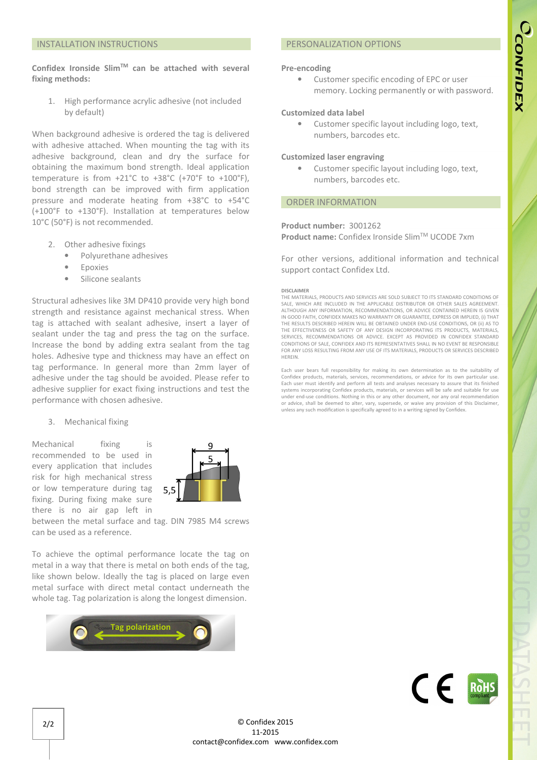## INSTALLATION INSTRUCTIONS

**Confidex Ironside Slim™ can be attached with several fixing methods:**

1. High performance acrylic adhesive (not included by default)

When background adhesive is ordered the tag is delivered with adhesive attached. When mounting the tag with its adhesive background, clean and dry the surface for obtaining the maximum bond strength. Ideal application temperature is from +21°C to +38°C (+70°F to +100°F), bond strength can be improved with firm application pressure and moderate heating from +38°C to +54°C (+100°F to +130°F). Installation at temperatures below 10°C (50°F) is not recommended.

2. Other adhesive fixings
   - Polyurethane adhesives
   - Epoxies
   - Silicone sealants

Structural adhesives like 3M DP410 provide very high bond strength and resistance against mechanical stress. When tag is attached with sealant adhesive, insert a layer of sealant under the tag and press the tag on the surface. Increase the bond by adding extra sealant from the tag holes. Adhesive type and thickness may have an effect on tag performance. In general more than 2mm layer of adhesive under the tag should be avoided. Please refer to adhesive supplier for exact fixing instructions and test the performance with chosen adhesive.

3. Mechanical fixing

Mechanical fixing is recommended to be used in every application that includes risk for high mechanical stress or low temperature during tag fixing. During fixing make sure there is no air gap left in between the metal surface and tag. DIN 7985 M4 screws can be used as a reference.

9

5

5,5

To achieve the optimal performance locate the tag on metal in a way that there is metal on both ends of the tag, like shown below. Ideally the tag is placed on large even metal surface with direct metal contact underneath the whole tag. Tag polarization is along the longest dimension.

Tag polarization

## PERSONALIZATION OPTIONS

**Pre-encoding**

- Customer specific encoding of EPC or user memory. Locking permanently or with password.

**Customized data label**

- Customer specific layout including logo, text, numbers, barcodes etc.

**Customized laser engraving**

- Customer specific layout including logo, text, numbers, barcodes etc.

## ORDER INFORMATION

**Product number:** 3001262
**Product name:** Confidex Ironside Slim™ UCODE 7xm

For other versions, additional information and technical support contact Confidex Ltd.

**DISCLAIMER**

THE MATERIALS, PRODUCTS AND SERVICES ARE SOLD SUBJECT TO ITS STANDARD CONDITIONS OF SALE, WHICH ARE INCLUDED IN THE APPLICABLE DISTRIBUTOR OR OTHER SALES AGREEMENT. ALTHOUGH ANY INFORMATION, RECOMMENDATIONS, OR ADVICE CONTAINED HEREIN IS GIVEN IN GOOD FAITH, CONFIDEX MAKES NO WARRANTY OR GUARANTEE, EXPRESS OR IMPLIED, (i) THAT THE RESULTS DESCRIBED HEREIN WILL BE OBTAINED UNDER END-USE CONDITIONS, OR (ii) AS TO THE EFFECTIVENESS OR SAFETY OF ANY DESIGN INCORPORATING ITS PRODUCTS, MATERIALS, SERVICES, RECOMMENDATIONS OR ADVICE. EXCEPT AS PROVIDED IN CONFIDEX STANDARD CONDITIONS OF SALE, CONFIDEX AND ITS REPRESENTATIVES SHALL IN NO EVENT BE RESPONSIBLE FOR ANY LOSS RESULTING FROM ANY USE OF ITS MATERIALS, PRODUCTS OR SERVICES DESCRIBED HEREIN.

Each user bears full responsibility for making its own determination as to the suitability of Confidex products, materials, services, recommendations, or advice for its own particular use. Each user must identify and perform all tests and analyses necessary to assure that its finished systems incorporating Confidex products, materials, or services will be safe and suitable for use under end-use conditions. Nothing in this or any other document, nor any oral recommendation or advice, shall be deemed to alter, vary, supersede, or waive any provision of this Disclaimer, unless any such modification is specifically agreed to in a writing signed by Confidex.

© Confidex 2015
11-2015
contact@confidex.com www.confidex.com